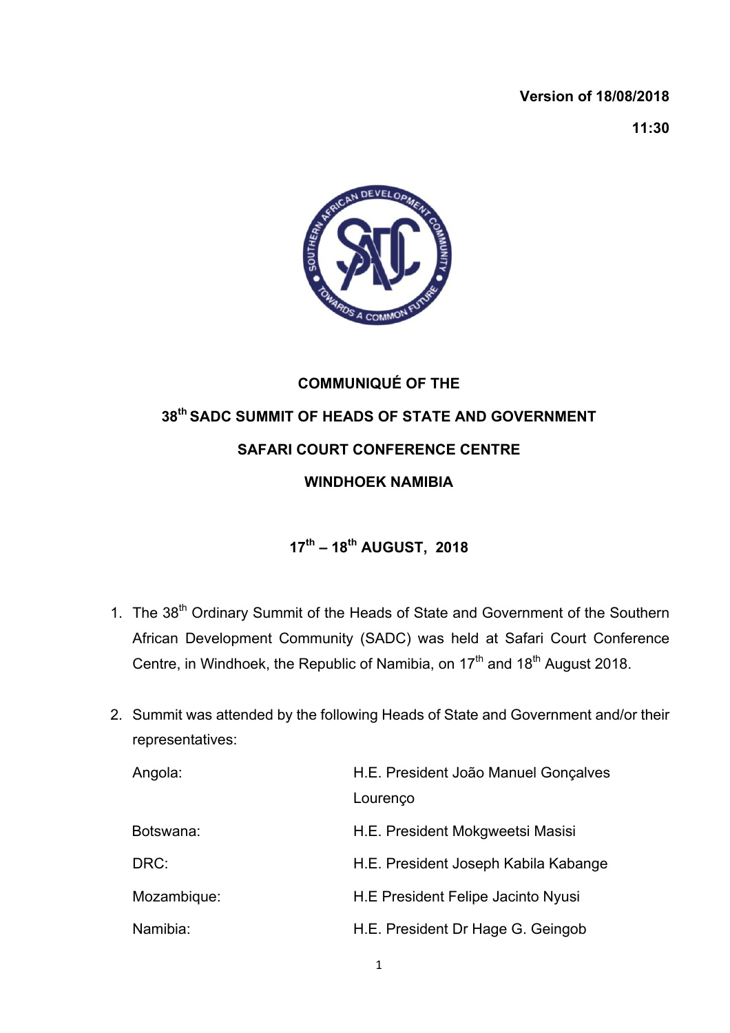**Version of 18/08/2018**

**11:30**

# COMMUNIQUÉ OF THE

# 38th SADC SUMMIT OF HEADS OF STATE AND GOVERNMENT

# SAFARI COURT CONFERENCE CENTRE

# WINDHOEK NAMIBIA

## 17th – 18th AUGUST, 2018

1. The 38th Ordinary Summit of the Heads of State and Government of the Southern African Development Community (SADC) was held at Safari Court Conference Centre, in Windhoek, the Republic of Namibia, on 17th and 18th August 2018.

2. Summit was attended by the following Heads of State and Government and/or their representatives:

| | |
|---|---|
| Angola: | H.E. President João Manuel Gonçalves Lourenço |
| Botswana: | H.E. President Mokgweetsi Masisi |
| DRC: | H.E. President Joseph Kabila Kabange |
| Mozambique: | H.E President Felipe Jacinto Nyusi |
| Namibia: | H.E. President Dr Hage G. Geingob |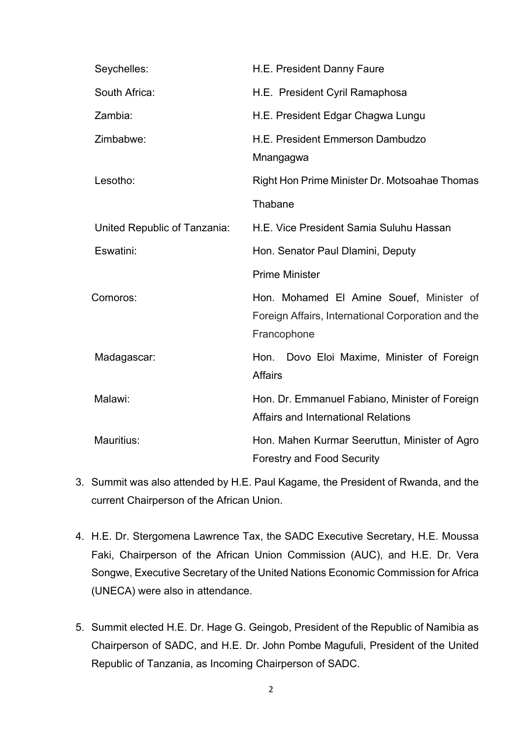| | |
|---|---|
| Seychelles: | H.E. President Danny Faure |
| South Africa: | H.E. President Cyril Ramaphosa |
| Zambia: | H.E. President Edgar Chagwa Lungu |
| Zimbabwe: | H.E. President Emmerson Dambudzo Mnangagwa |
| Lesotho: | Right Hon Prime Minister Dr. Motsoahae Thomas Thabane |
| United Republic of Tanzania: | H.E. Vice President Samia Suluhu Hassan |
| Eswatini: | Hon. Senator Paul Dlamini, Deputy Prime Minister |
| Comoros: | Hon. Mohamed El Amine Souef, Minister of Foreign Affairs, International Corporation and the Francophone |
| Madagascar: | Hon. Dovo Eloi Maxime, Minister of Foreign Affairs |
| Malawi: | Hon. Dr. Emmanuel Fabiano, Minister of Foreign Affairs and International Relations |
| Mauritius: | Hon. Mahen Kurmar Seeruttun, Minister of Agro Forestry and Food Security |

3. Summit was also attended by H.E. Paul Kagame, the President of Rwanda, and the current Chairperson of the African Union.

4. H.E. Dr. Stergomena Lawrence Tax, the SADC Executive Secretary, H.E. Moussa Faki, Chairperson of the African Union Commission (AUC), and H.E. Dr. Vera Songwe, Executive Secretary of the United Nations Economic Commission for Africa (UNECA) were also in attendance.

5. Summit elected H.E. Dr. Hage G. Geingob, President of the Republic of Namibia as Chairperson of SADC, and H.E. Dr. John Pombe Magufuli, President of the United Republic of Tanzania, as Incoming Chairperson of SADC.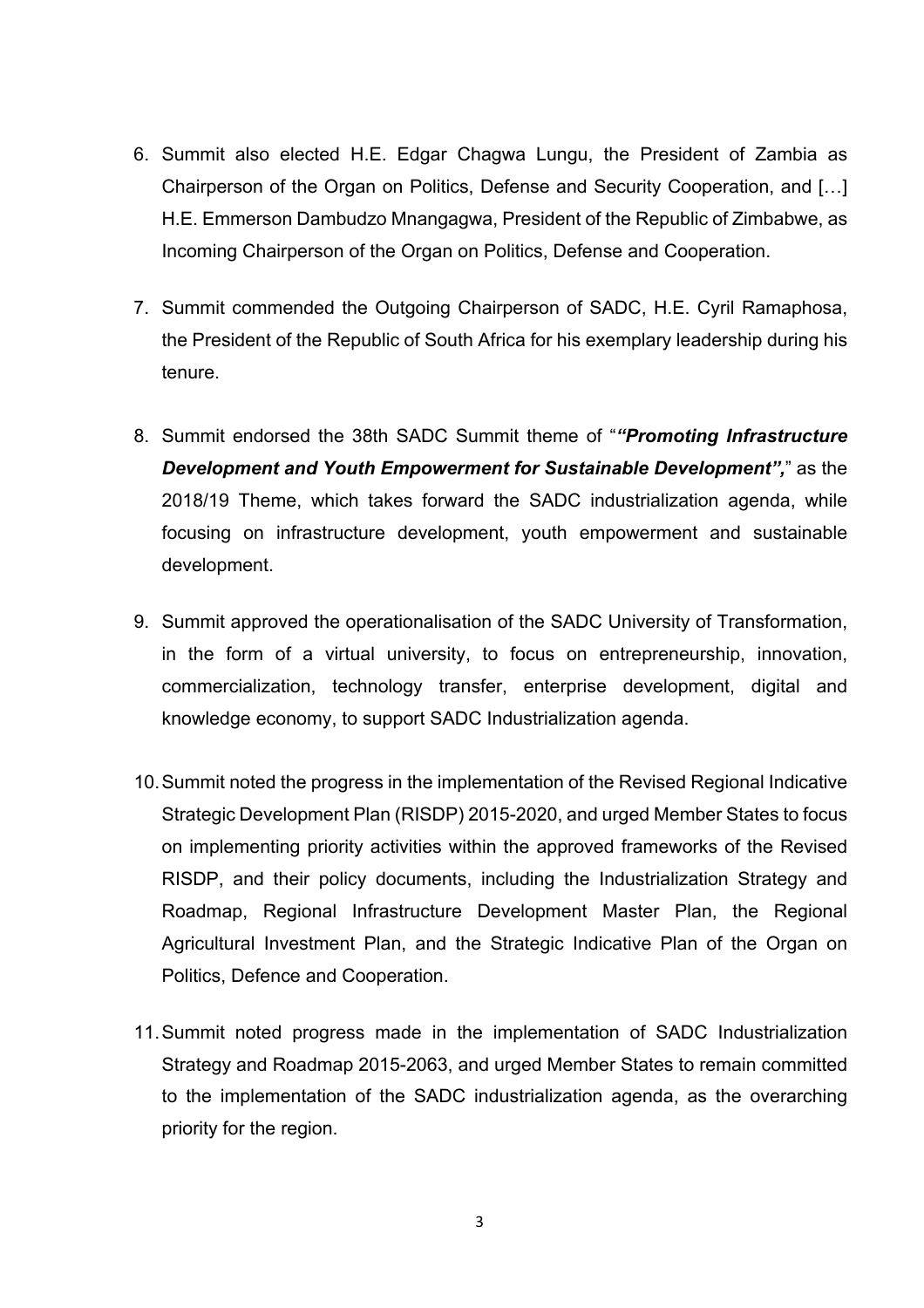6. Summit also elected H.E. Edgar Chagwa Lungu, the President of Zambia as Chairperson of the Organ on Politics, Defense and Security Cooperation, and […] H.E. Emmerson Dambudzo Mnangagwa, President of the Republic of Zimbabwe, as Incoming Chairperson of the Organ on Politics, Defense and Cooperation.

7. Summit commended the Outgoing Chairperson of SADC, H.E. Cyril Ramaphosa, the President of the Republic of South Africa for his exemplary leadership during his tenure.

8. Summit endorsed the 38th SADC Summit theme of "***"Promoting Infrastructure Development and Youth Empowerment for Sustainable Development",*** " as the 2018/19 Theme, which takes forward the SADC industrialization agenda, while focusing on infrastructure development, youth empowerment and sustainable development.

9. Summit approved the operationalisation of the SADC University of Transformation, in the form of a virtual university, to focus on entrepreneurship, innovation, commercialization, technology transfer, enterprise development, digital and knowledge economy, to support SADC Industrialization agenda.

10. Summit noted the progress in the implementation of the Revised Regional Indicative Strategic Development Plan (RISDP) 2015-2020, and urged Member States to focus on implementing priority activities within the approved frameworks of the Revised RISDP, and their policy documents, including the Industrialization Strategy and Roadmap, Regional Infrastructure Development Master Plan, the Regional Agricultural Investment Plan, and the Strategic Indicative Plan of the Organ on Politics, Defence and Cooperation.

11. Summit noted progress made in the implementation of SADC Industrialization Strategy and Roadmap 2015-2063, and urged Member States to remain committed to the implementation of the SADC industrialization agenda, as the overarching priority for the region.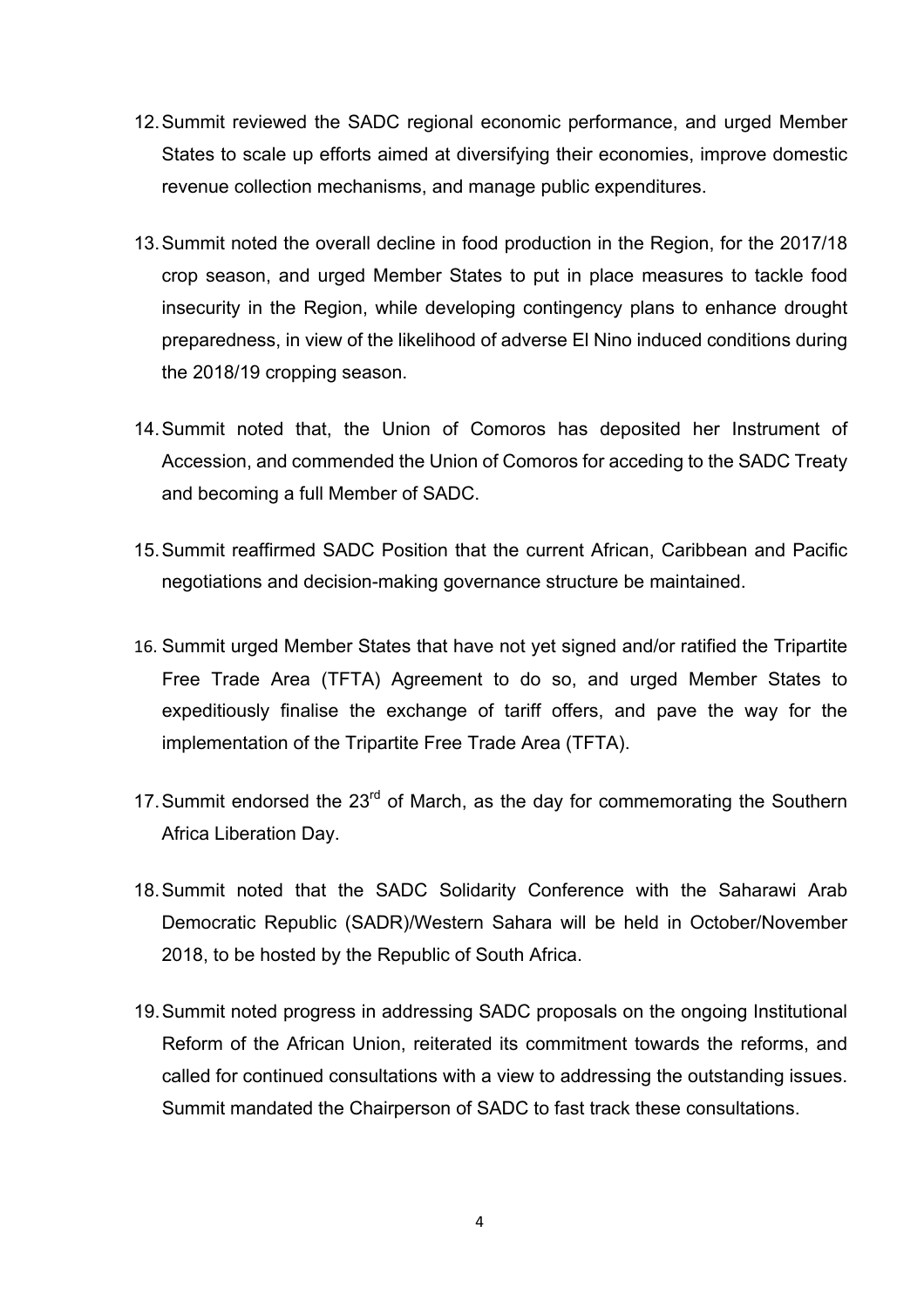12. Summit reviewed the SADC regional economic performance, and urged Member States to scale up efforts aimed at diversifying their economies, improve domestic revenue collection mechanisms, and manage public expenditures.

13. Summit noted the overall decline in food production in the Region, for the 2017/18 crop season, and urged Member States to put in place measures to tackle food insecurity in the Region, while developing contingency plans to enhance drought preparedness, in view of the likelihood of adverse El Nino induced conditions during the 2018/19 cropping season.

14. Summit noted that, the Union of Comoros has deposited her Instrument of Accession, and commended the Union of Comoros for acceding to the SADC Treaty and becoming a full Member of SADC.

15. Summit reaffirmed SADC Position that the current African, Caribbean and Pacific negotiations and decision-making governance structure be maintained.

16. Summit urged Member States that have not yet signed and/or ratified the Tripartite Free Trade Area (TFTA) Agreement to do so, and urged Member States to expeditiously finalise the exchange of tariff offers, and pave the way for the implementation of the Tripartite Free Trade Area (TFTA).

17. Summit endorsed the 23rd of March, as the day for commemorating the Southern Africa Liberation Day.

18. Summit noted that the SADC Solidarity Conference with the Saharawi Arab Democratic Republic (SADR)/Western Sahara will be held in October/November 2018, to be hosted by the Republic of South Africa.

19. Summit noted progress in addressing SADC proposals on the ongoing Institutional Reform of the African Union, reiterated its commitment towards the reforms, and called for continued consultations with a view to addressing the outstanding issues. Summit mandated the Chairperson of SADC to fast track these consultations.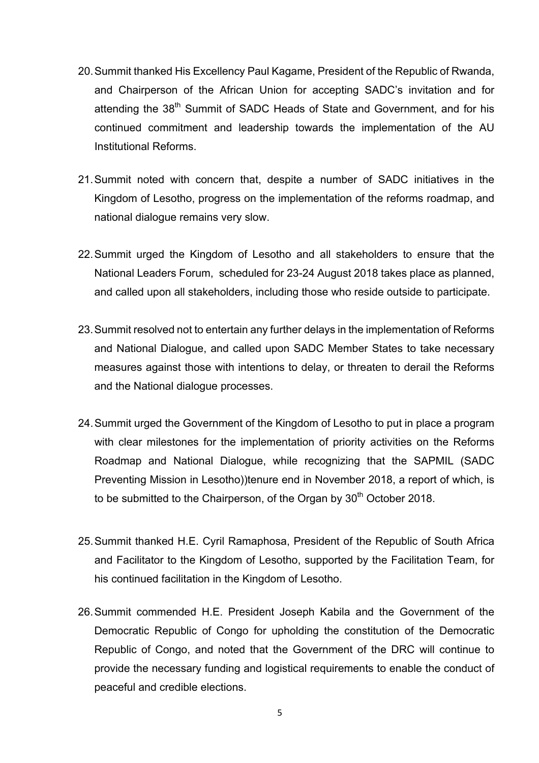20. Summit thanked His Excellency Paul Kagame, President of the Republic of Rwanda, and Chairperson of the African Union for accepting SADC's invitation and for attending the 38th Summit of SADC Heads of State and Government, and for his continued commitment and leadership towards the implementation of the AU Institutional Reforms.

21. Summit noted with concern that, despite a number of SADC initiatives in the Kingdom of Lesotho, progress on the implementation of the reforms roadmap, and national dialogue remains very slow.

22. Summit urged the Kingdom of Lesotho and all stakeholders to ensure that the National Leaders Forum, scheduled for 23-24 August 2018 takes place as planned, and called upon all stakeholders, including those who reside outside to participate.

23. Summit resolved not to entertain any further delays in the implementation of Reforms and National Dialogue, and called upon SADC Member States to take necessary measures against those with intentions to delay, or threaten to derail the Reforms and the National dialogue processes.

24. Summit urged the Government of the Kingdom of Lesotho to put in place a program with clear milestones for the implementation of priority activities on the Reforms Roadmap and National Dialogue, while recognizing that the SAPMIL (SADC Preventing Mission in Lesotho))tenure end in November 2018, a report of which, is to be submitted to the Chairperson, of the Organ by 30th October 2018.

25. Summit thanked H.E. Cyril Ramaphosa, President of the Republic of South Africa and Facilitator to the Kingdom of Lesotho, supported by the Facilitation Team, for his continued facilitation in the Kingdom of Lesotho.

26. Summit commended H.E. President Joseph Kabila and the Government of the Democratic Republic of Congo for upholding the constitution of the Democratic Republic of Congo, and noted that the Government of the DRC will continue to provide the necessary funding and logistical requirements to enable the conduct of peaceful and credible elections.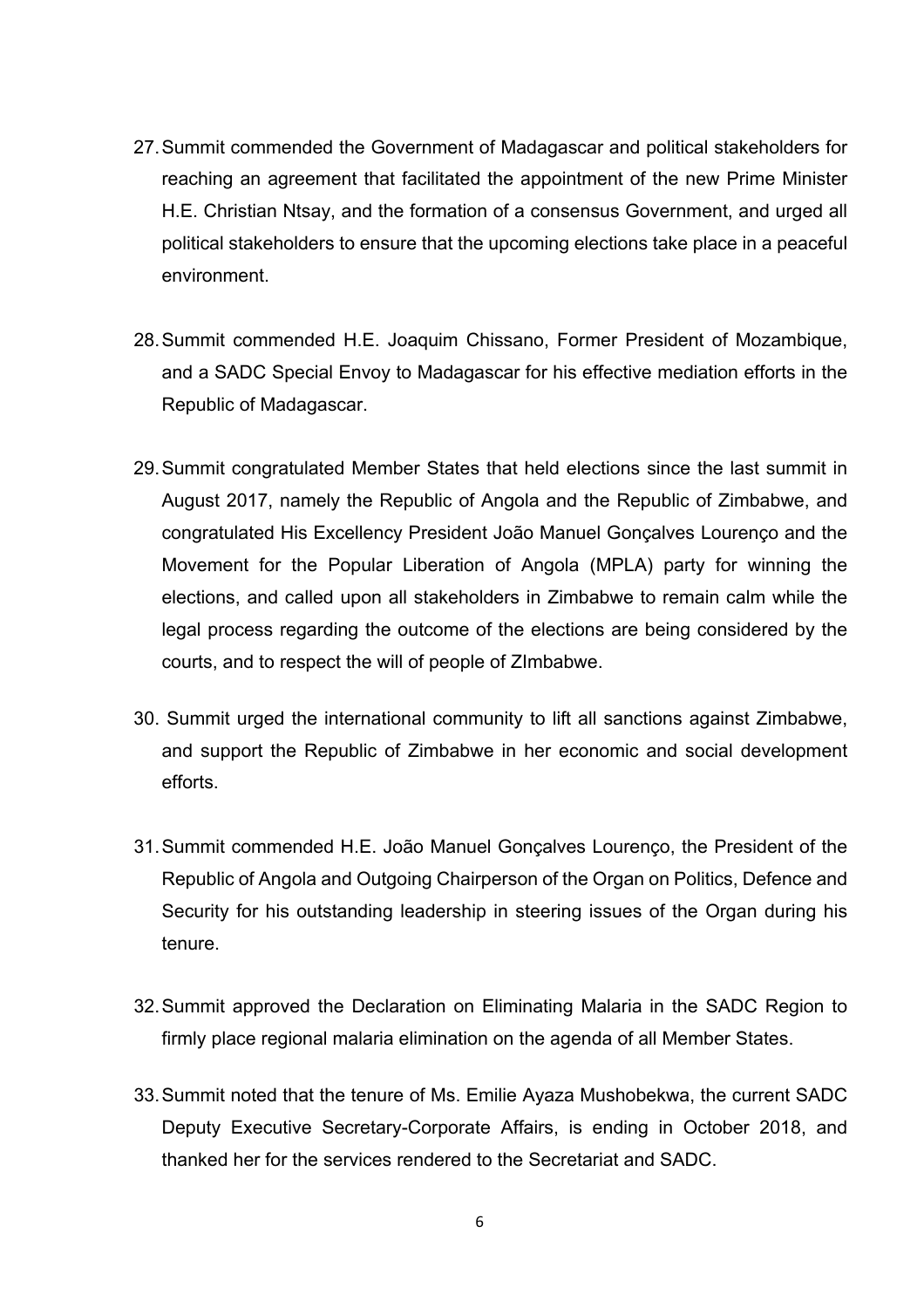27. Summit commended the Government of Madagascar and political stakeholders for reaching an agreement that facilitated the appointment of the new Prime Minister H.E. Christian Ntsay, and the formation of a consensus Government, and urged all political stakeholders to ensure that the upcoming elections take place in a peaceful environment.

28. Summit commended H.E. Joaquim Chissano, Former President of Mozambique, and a SADC Special Envoy to Madagascar for his effective mediation efforts in the Republic of Madagascar.

29. Summit congratulated Member States that held elections since the last summit in August 2017, namely the Republic of Angola and the Republic of Zimbabwe, and congratulated His Excellency President João Manuel Gonçalves Lourenço and the Movement for the Popular Liberation of Angola (MPLA) party for winning the elections, and called upon all stakeholders in Zimbabwe to remain calm while the legal process regarding the outcome of the elections are being considered by the courts, and to respect the will of people of ZImbabwe.

30. Summit urged the international community to lift all sanctions against Zimbabwe, and support the Republic of Zimbabwe in her economic and social development efforts.

31. Summit commended H.E. João Manuel Gonçalves Lourenço, the President of the Republic of Angola and Outgoing Chairperson of the Organ on Politics, Defence and Security for his outstanding leadership in steering issues of the Organ during his tenure.

32. Summit approved the Declaration on Eliminating Malaria in the SADC Region to firmly place regional malaria elimination on the agenda of all Member States.

33. Summit noted that the tenure of Ms. Emilie Ayaza Mushobekwa, the current SADC Deputy Executive Secretary-Corporate Affairs, is ending in October 2018, and thanked her for the services rendered to the Secretariat and SADC.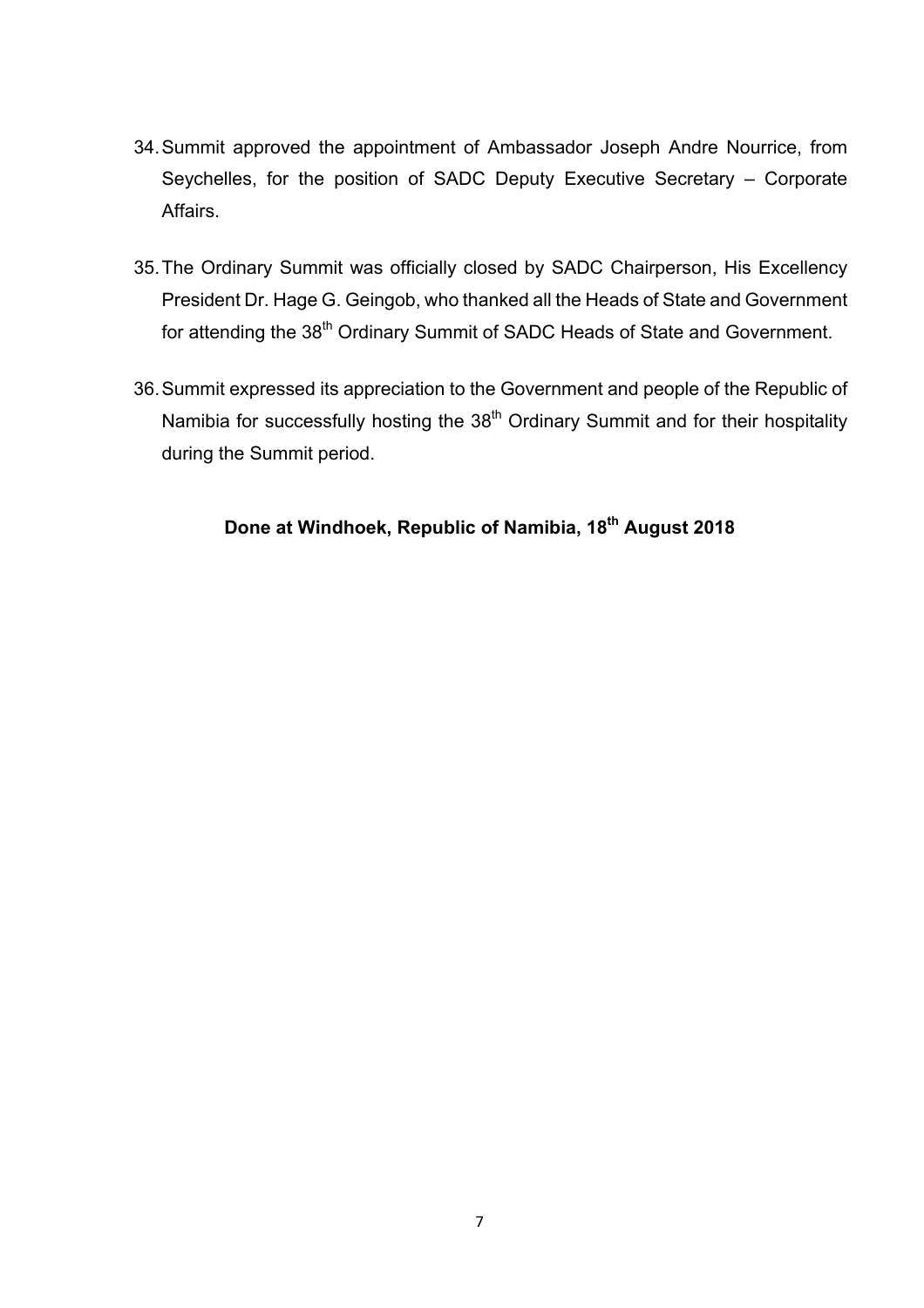34. Summit approved the appointment of Ambassador Joseph Andre Nourrice, from Seychelles, for the position of SADC Deputy Executive Secretary – Corporate Affairs.

35. The Ordinary Summit was officially closed by SADC Chairperson, His Excellency President Dr. Hage G. Geingob, who thanked all the Heads of State and Government for attending the 38th Ordinary Summit of SADC Heads of State and Government.

36. Summit expressed its appreciation to the Government and people of the Republic of Namibia for successfully hosting the 38th Ordinary Summit and for their hospitality during the Summit period.

**Done at Windhoek, Republic of Namibia, 18th August 2018**